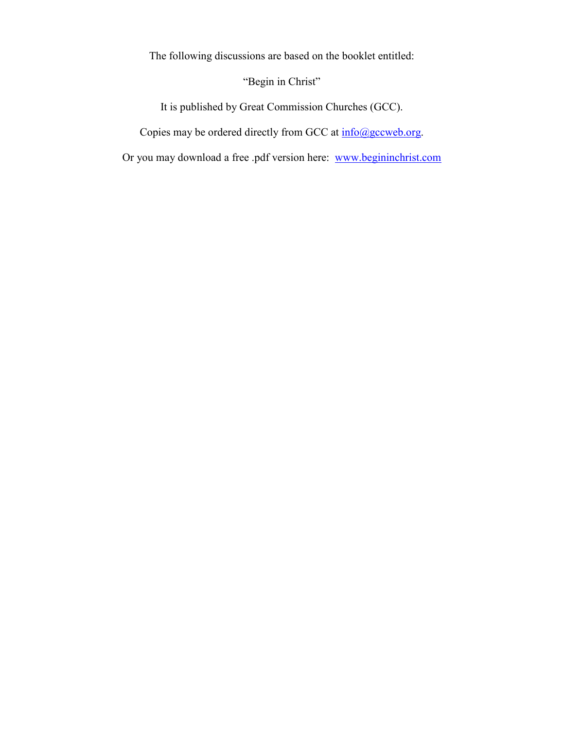The following discussions are based on the booklet entitled:

"Begin in Christ"

It is published by Great Commission Churches (GCC).

Copies may be ordered directly from GCC at [info@gccweb.org](mailto:info@gccweb.org).

Or you may download a free .pdf version here: [www.begininchrist.com](http://www.begininchrist.com)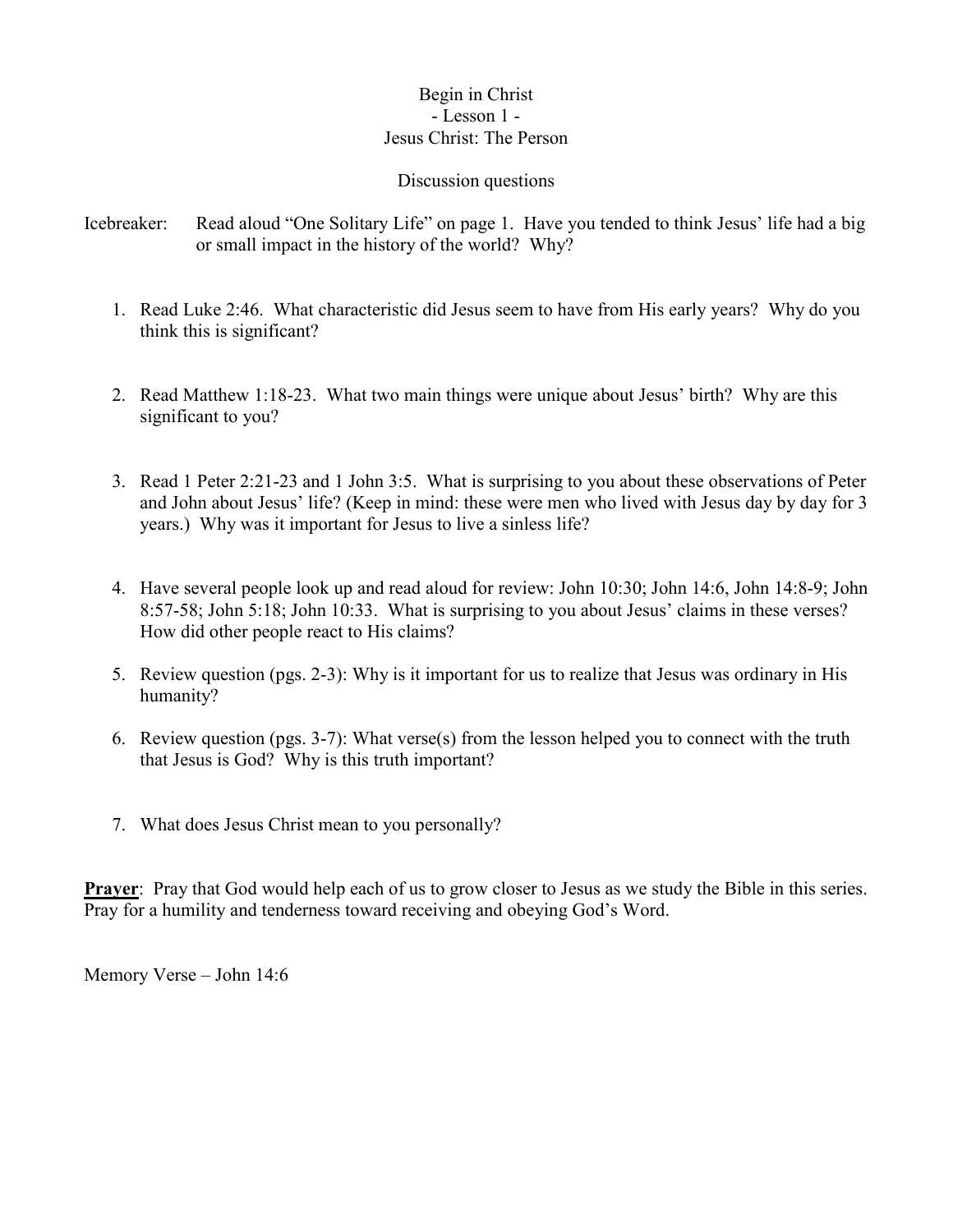# Begin in Christ
## - Lesson 1 -
## Jesus Christ: The Person

### Discussion questions

Icebreaker: Read aloud "One Solitary Life" on page 1. Have you tended to think Jesus' life had a big or small impact in the history of the world? Why?

1. Read Luke 2:46. What characteristic did Jesus seem to have from His early years? Why do you think this is significant?

2. Read Matthew 1:18-23. What two main things were unique about Jesus' birth? Why are this significant to you?

3. Read 1 Peter 2:21-23 and 1 John 3:5. What is surprising to you about these observations of Peter and John about Jesus' life? (Keep in mind: these were men who lived with Jesus day by day for 3 years.) Why was it important for Jesus to live a sinless life?

4. Have several people look up and read aloud for review: John 10:30; John 14:6, John 14:8-9; John 8:57-58; John 5:18; John 10:33. What is surprising to you about Jesus' claims in these verses? How did other people react to His claims?

5. Review question (pgs. 2-3): Why is it important for us to realize that Jesus was ordinary in His humanity?

6. Review question (pgs. 3-7): What verse(s) from the lesson helped you to connect with the truth that Jesus is God? Why is this truth important?

7. What does Jesus Christ mean to you personally?

**Prayer**: Pray that God would help each of us to grow closer to Jesus as we study the Bible in this series. Pray for a humility and tenderness toward receiving and obeying God's Word.

Memory Verse – John 14:6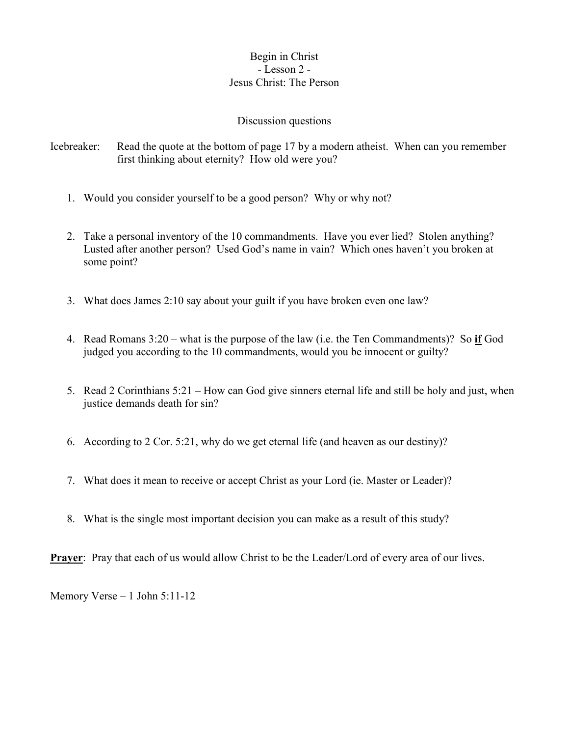# Begin in Christ

## - Lesson 2 -

## Jesus Christ: The Person

### Discussion questions

Icebreaker: Read the quote at the bottom of page 17 by a modern atheist. When can you remember first thinking about eternity? How old were you?

1. Would you consider yourself to be a good person? Why or why not?

2. Take a personal inventory of the 10 commandments. Have you ever lied? Stolen anything? Lusted after another person? Used God's name in vain? Which ones haven't you broken at some point?

3. What does James 2:10 say about your guilt if you have broken even one law?

4. Read Romans 3:20 – what is the purpose of the law (i.e. the Ten Commandments)? So **<u>if</u>** God judged you according to the 10 commandments, would you be innocent or guilty?

5. Read 2 Corinthians 5:21 – How can God give sinners eternal life and still be holy and just, when justice demands death for sin?

6. According to 2 Cor. 5:21, why do we get eternal life (and heaven as our destiny)?

7. What does it mean to receive or accept Christ as your Lord (ie. Master or Leader)?

8. What is the single most important decision you can make as a result of this study?

**<u>Prayer</u>**: Pray that each of us would allow Christ to be the Leader/Lord of every area of our lives.

Memory Verse – 1 John 5:11-12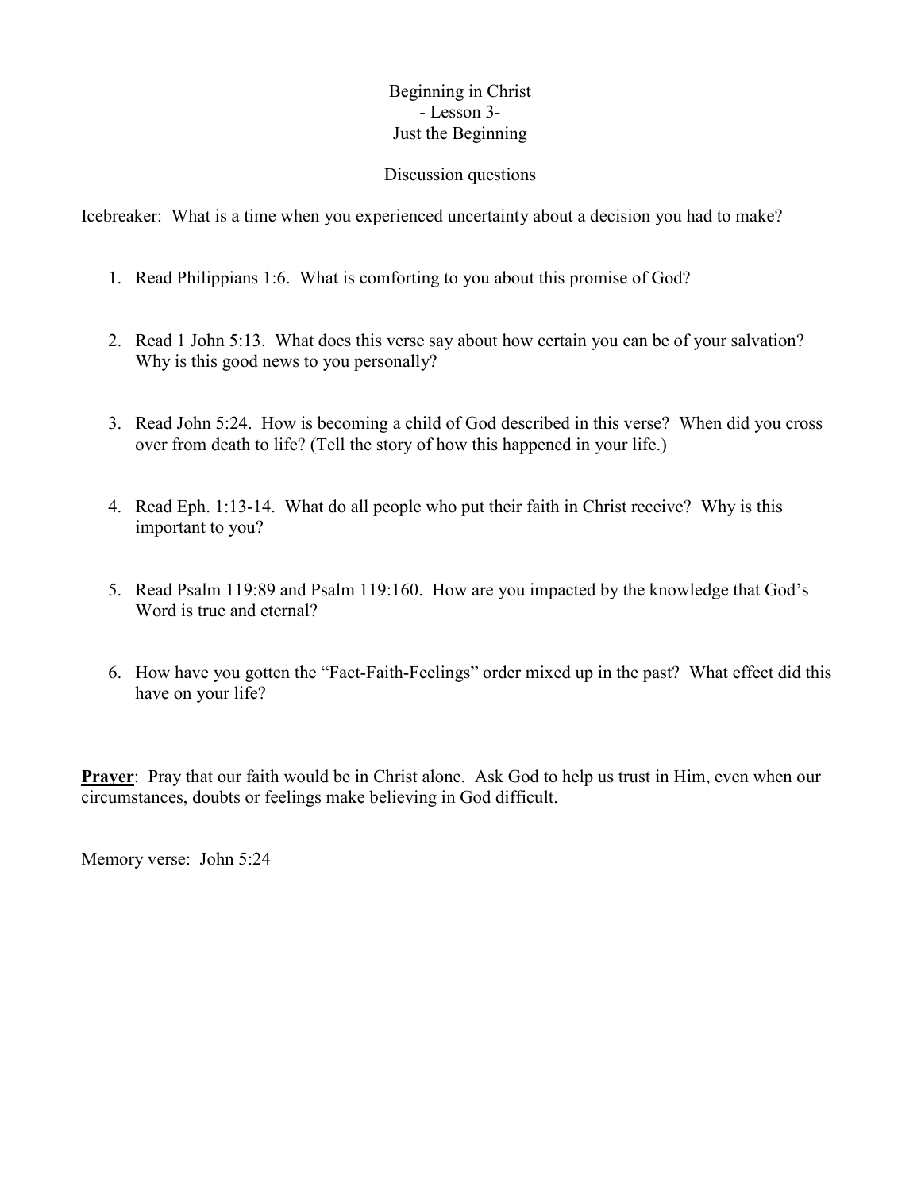# Beginning in Christ

## - Lesson 3-

## Just the Beginning

### Discussion questions

Icebreaker: What is a time when you experienced uncertainty about a decision you had to make?

1. Read Philippians 1:6. What is comforting to you about this promise of God?
2. Read 1 John 5:13. What does this verse say about how certain you can be of your salvation? Why is this good news to you personally?
3. Read John 5:24. How is becoming a child of God described in this verse? When did you cross over from death to life? (Tell the story of how this happened in your life.)
4. Read Eph. 1:13-14. What do all people who put their faith in Christ receive? Why is this important to you?
5. Read Psalm 119:89 and Psalm 119:160. How are you impacted by the knowledge that God's Word is true and eternal?
6. How have you gotten the "Fact-Faith-Feelings" order mixed up in the past? What effect did this have on your life?

**Prayer**: Pray that our faith would be in Christ alone. Ask God to help us trust in Him, even when our circumstances, doubts or feelings make believing in God difficult.

Memory verse: John 5:24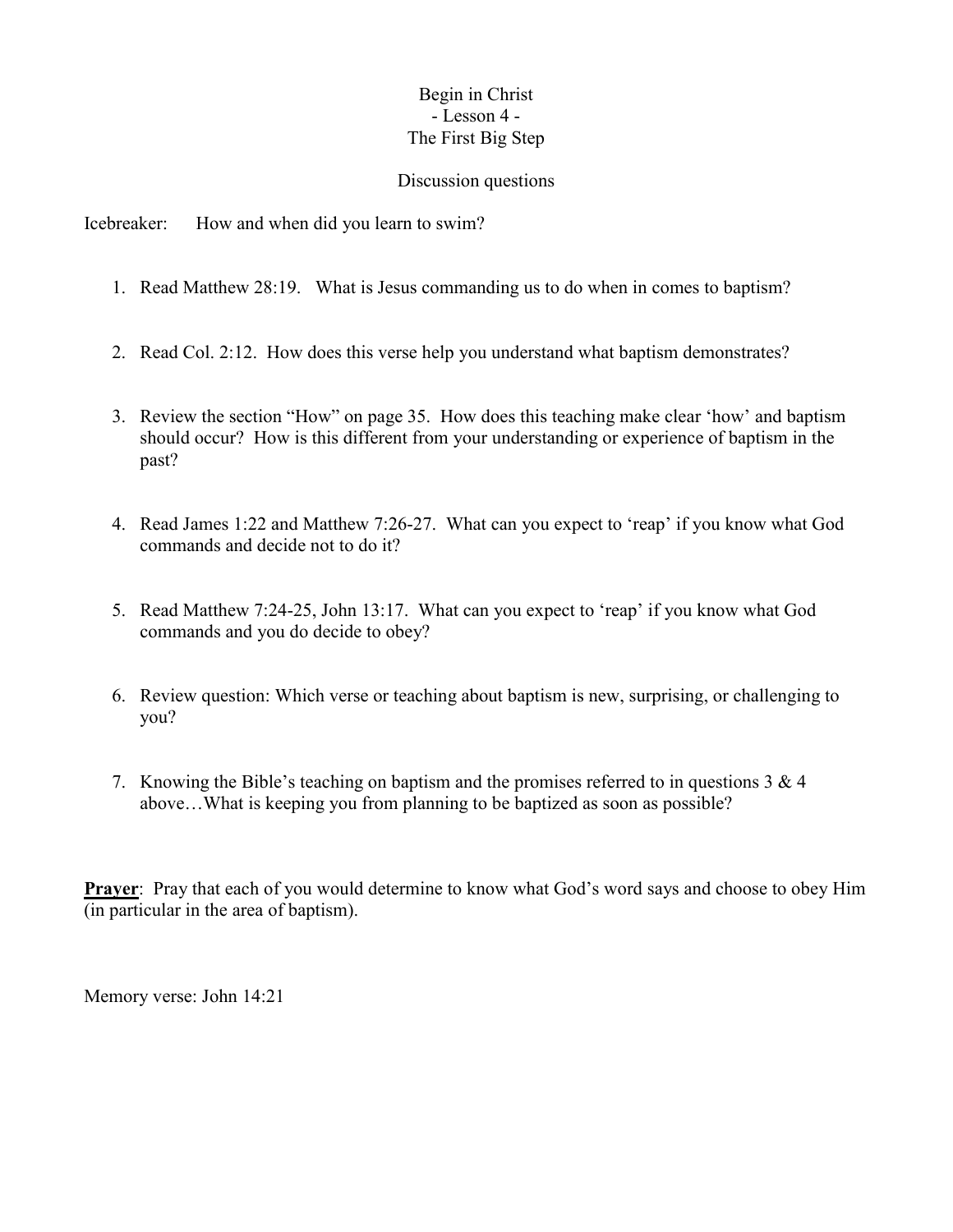# Begin in Christ
## - Lesson 4 -
## The First Big Step

Discussion questions

Icebreaker: How and when did you learn to swim?

1. Read Matthew 28:19. What is Jesus commanding us to do when in comes to baptism?

2. Read Col. 2:12. How does this verse help you understand what baptism demonstrates?

3. Review the section "How" on page 35. How does this teaching make clear 'how' and baptism should occur? How is this different from your understanding or experience of baptism in the past?

4. Read James 1:22 and Matthew 7:26-27. What can you expect to 'reap' if you know what God commands and decide not to do it?

5. Read Matthew 7:24-25, John 13:17. What can you expect to 'reap' if you know what God commands and you do decide to obey?

6. Review question: Which verse or teaching about baptism is new, surprising, or challenging to you?

7. Knowing the Bible's teaching on baptism and the promises referred to in questions 3 & 4 above…What is keeping you from planning to be baptized as soon as possible?

**<u>Prayer</u>**: Pray that each of you would determine to know what God's word says and choose to obey Him (in particular in the area of baptism).

Memory verse: John 14:21